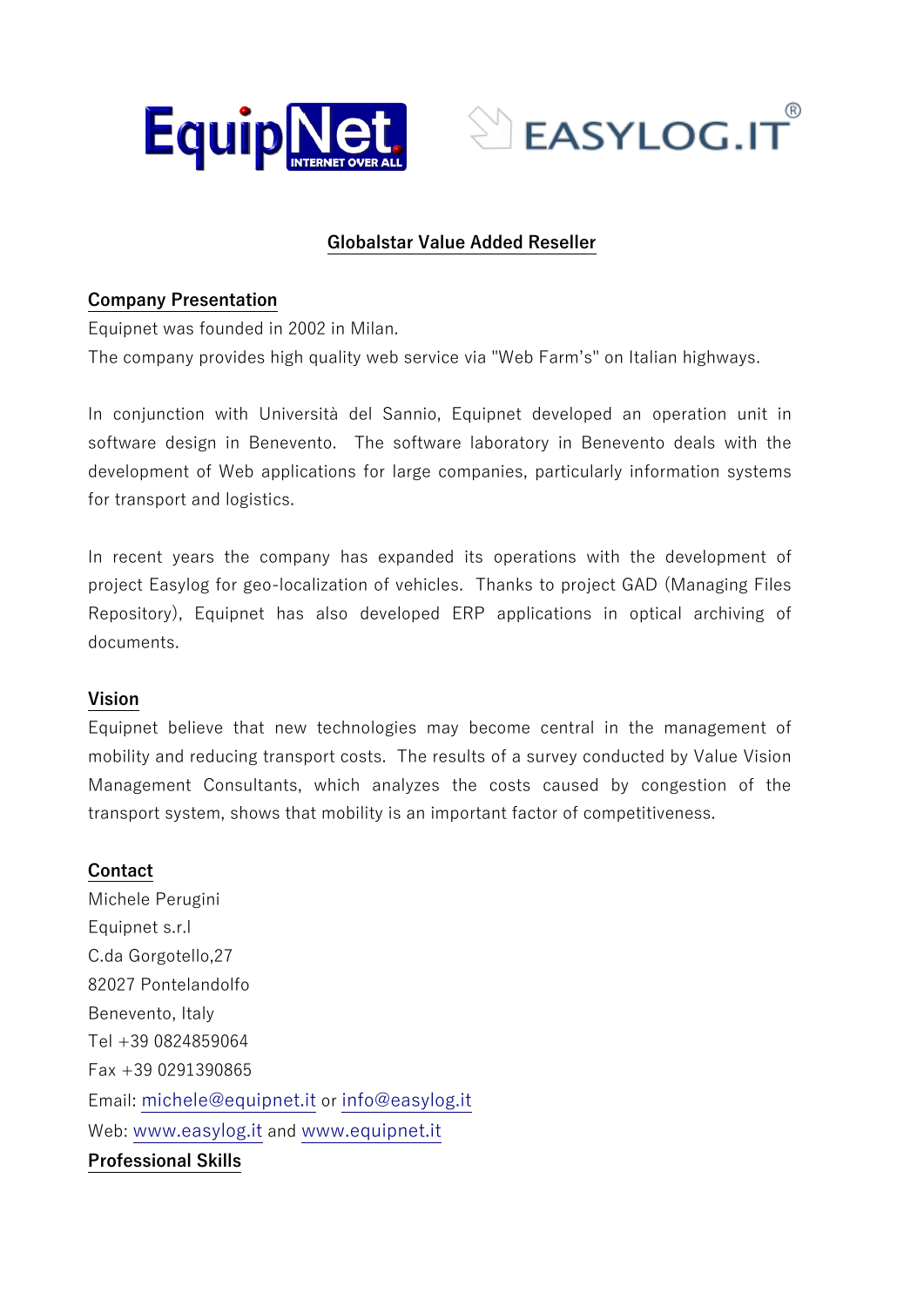## Globalstar Value Added Reseller

### Company Presentation

Equipnet was founded in 2002 in Milan.
The company provides high quality web service via "Web Farm's" on Italian highways.

In conjunction with Università del Sannio, Equipnet developed an operation unit in software design in Benevento. The software laboratory in Benevento deals with the development of Web applications for large companies, particularly information systems for transport and logistics.

In recent years the company has expanded its operations with the development of project Easylog for geo-localization of vehicles. Thanks to project GAD (Managing Files Repository), Equipnet has also developed ERP applications in optical archiving of documents.

### Vision

Equipnet believe that new technologies may become central in the management of mobility and reducing transport costs. The results of a survey conducted by Value Vision Management Consultants, which analyzes the costs caused by congestion of the transport system, shows that mobility is an important factor of competitiveness.

### Contact

Michele Perugini
Equipnet s.r.l
C.da Gorgotello,27
82027 Pontelandolfo
Benevento, Italy
Tel +39 0824859064
Fax +39 0291390865
Email: michele@equipnet.it or info@easylog.it
Web: www.easylog.it and www.equipnet.it

### Professional Skills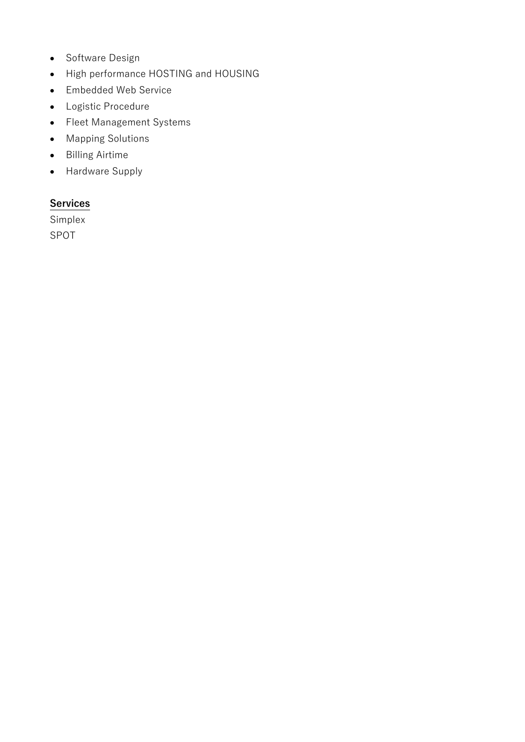- Software Design
- High performance HOSTING and HOUSING
- Embedded Web Service
- Logistic Procedure
- Fleet Management Systems
- Mapping Solutions
- Billing Airtime
- Hardware Supply

**Services**

Simplex

SPOT